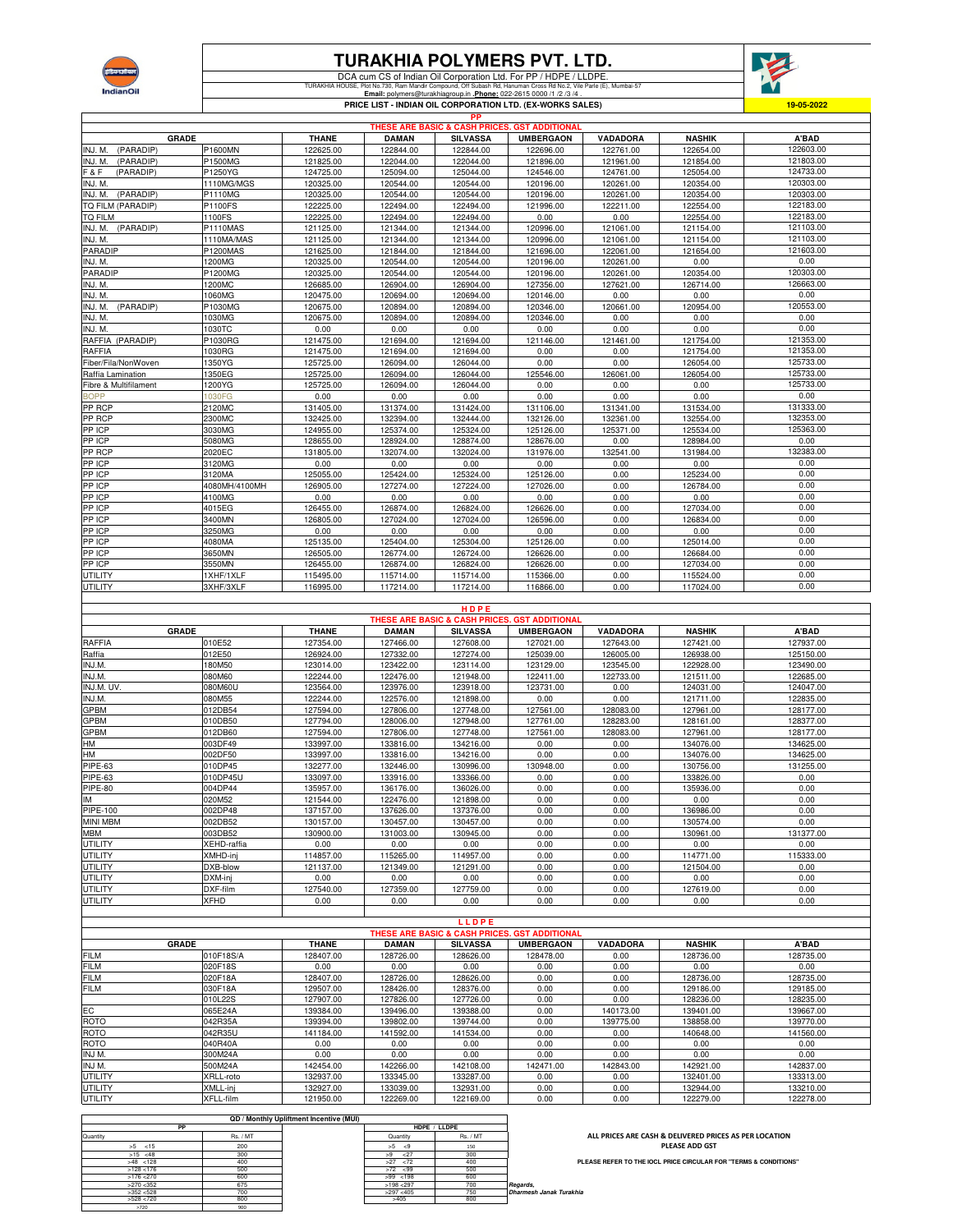# TURAKHIA POLYMERS PVT. LTD.

DCA cum CS of Indian Oil Corporation Ltd. For PP / HDPE / LLDPE.

TURAKHIA HOUSE, Plot No.730, Ram Mandir Compound, Off Subash Rd, Hanuman Cross Rd No.2, Vile Parle (E), Mumbai-57

**Email:** polymers@turakhiagroup.in .**Phone:** 022-2615 0000 /1 /2 /3 /4 .

**PRICE LIST - INDIAN OIL CORPORATION LTD. (EX-WORKS SALES)** **19-05-2022**

## PP

THESE ARE BASIC & CASH PRICES. GST ADDITIONAL

| GRADE | | THANE | DAMAN | SILVASSA | UMBERGAON | VADADORA | NASHIK | A'BAD |
|---|---|---|---|---|---|---|---|---|
| INJ. M. (PARADIP) | P1600MN | 122625.00 | 122844.00 | 122844.00 | 122696.00 | 122761.00 | 122654.00 | 122603.00 |
| INJ. M. (PARADIP) | P1500MG | 121825.00 | 122044.00 | 122044.00 | 121896.00 | 121961.00 | 121854.00 | 121803.00 |
| F & F (PARADIP) | P1250YG | 124725.00 | 125094.00 | 125044.00 | 124546.00 | 124761.00 | 125054.00 | 124733.00 |
| INJ. M. | 1110MG/MGS | 120325.00 | 120544.00 | 120544.00 | 120196.00 | 120261.00 | 120354.00 | 120303.00 |
| INJ. M. (PARADIP) | P1110MG | 120325.00 | 120544.00 | 120544.00 | 120196.00 | 120261.00 | 120354.00 | 120303.00 |
| TQ FILM (PARADIP) | P1100FS | 122225.00 | 122494.00 | 122494.00 | 121996.00 | 122211.00 | 122554.00 | 122183.00 |
| TQ FILM | 1100FS | 122225.00 | 122494.00 | 122494.00 | 0.00 | 0.00 | 122554.00 | 122183.00 |
| INJ. M. (PARADIP) | P1110MAS | 121125.00 | 121344.00 | 121344.00 | 120996.00 | 121061.00 | 121154.00 | 121103.00 |
| INJ. M. | 1110MA/MAS | 121125.00 | 121344.00 | 121344.00 | 120996.00 | 121061.00 | 121154.00 | 121103.00 |
| PARADIP | P1200MAS | 121625.00 | 121844.00 | 121844.00 | 121696.00 | 122061.00 | 121654.00 | 121603.00 |
| INJ. M. | 1200MG | 120325.00 | 120544.00 | 120544.00 | 120196.00 | 120261.00 | 0.00 | 0.00 |
| PARADIP | P1200MG | 120325.00 | 120544.00 | 120544.00 | 120196.00 | 120261.00 | 120354.00 | 120303.00 |
| INJ. M. | 1200MC | 126685.00 | 126904.00 | 126904.00 | 127356.00 | 127621.00 | 126714.00 | 126663.00 |
| INJ. M. | 1060MG | 120475.00 | 120694.00 | 120694.00 | 120146.00 | 0.00 | 0.00 | 0.00 |
| INJ. M. (PARADIP) | P1030MG | 120675.00 | 120894.00 | 120894.00 | 120346.00 | 120661.00 | 120954.00 | 120553.00 |
| INJ. M. | 1030MG | 120675.00 | 120894.00 | 120894.00 | 120346.00 | 0.00 | 0.00 | 0.00 |
| INJ. M. | 1030TC | 0.00 | 0.00 | 0.00 | 0.00 | 0.00 | 0.00 | 0.00 |
| RAFFIA (PARADIP) | P1030RG | 121475.00 | 121694.00 | 121694.00 | 121146.00 | 121461.00 | 121754.00 | 121353.00 |
| RAFFIA | 1030RG | 121475.00 | 121694.00 | 121694.00 | 0.00 | 0.00 | 121754.00 | 121353.00 |
| Fiber/Fila/NonWoven | 1350YG | 125725.00 | 126094.00 | 126044.00 | 0.00 | 0.00 | 126054.00 | 125733.00 |
| Raffia Lamination | 1350EG | 125725.00 | 126094.00 | 126044.00 | 125546.00 | 126061.00 | 126054.00 | 125733.00 |
| Fibre & Multifilament | 1200YG | 125725.00 | 126094.00 | 126044.00 | 0.00 | 0.00 | 126054.00 | 125733.00 |
| BOPP | 1030FG | 0.00 | 0.00 | 0.00 | 0.00 | 0.00 | 0.00 | 0.00 |
| PP RCP | 2120MC | 131405.00 | 131374.00 | 131424.00 | 131106.00 | 131341.00 | 131534.00 | 131333.00 |
| PP RCP | 2300MC | 132425.00 | 132394.00 | 132444.00 | 132126.00 | 132361.00 | 132554.00 | 132353.00 |
| PP ICP | 3030MG | 124955.00 | 125374.00 | 125324.00 | 125126.00 | 125371.00 | 125534.00 | 125363.00 |
| PP ICP | 5080MG | 128655.00 | 128924.00 | 128874.00 | 128676.00 | 0.00 | 128984.00 | 0.00 |
| PP RCP | 2020EC | 131805.00 | 132074.00 | 132024.00 | 131976.00 | 132541.00 | 131984.00 | 132383.00 |
| PP ICP | 3120MG | 0.00 | 0.00 | 0.00 | 0.00 | 0.00 | 0.00 | 0.00 |
| PP ICP | 3120MA | 125055.00 | 125424.00 | 125324.00 | 125126.00 | 0.00 | 125234.00 | 0.00 |
| PP ICP | 4080MH/4100MH | 126905.00 | 127274.00 | 127224.00 | 127026.00 | 0.00 | 126784.00 | 0.00 |
| PP ICP | 4100MG | 0.00 | 0.00 | 0.00 | 0.00 | 0.00 | 0.00 | 0.00 |
| PP ICP | 4015EG | 126455.00 | 126874.00 | 126824.00 | 126626.00 | 0.00 | 127034.00 | 0.00 |
| PP ICP | 3400MN | 126805.00 | 127024.00 | 127024.00 | 126596.00 | 0.00 | 126834.00 | 0.00 |
| PP ICP | 3250MG | 0.00 | 0.00 | 0.00 | 0.00 | 0.00 | 0.00 | 0.00 |
| PP ICP | 4080MA | 125135.00 | 125404.00 | 125304.00 | 125126.00 | 0.00 | 125014.00 | 0.00 |
| PP ICP | 3650MN | 126505.00 | 126774.00 | 126724.00 | 126626.00 | 0.00 | 126684.00 | 0.00 |
| PP ICP | 3550MN | 126455.00 | 126874.00 | 126824.00 | 126626.00 | 0.00 | 127034.00 | 0.00 |
| UTILITY | 1XHF/1XLF | 115495.00 | 115714.00 | 115714.00 | 115366.00 | 0.00 | 115524.00 | 0.00 |
| UTILITY | 3XHF/3XLF | 116995.00 | 117214.00 | 117214.00 | 116866.00 | 0.00 | 117024.00 | 0.00 |

## H D P E

THESE ARE BASIC & CASH PRICES. GST ADDITIONAL

| GRADE | | THANE | DAMAN | SILVASSA | UMBERGAON | VADADORA | NASHIK | A'BAD |
|---|---|---|---|---|---|---|---|---|
| RAFFIA | 010E52 | 127354.00 | 127466.00 | 127608.00 | 127021.00 | 127643.00 | 127421.00 | 127937.00 |
| Raffia | 012E50 | 126924.00 | 127332.00 | 127274.00 | 125039.00 | 126005.00 | 126938.00 | 125150.00 |
| INJ.M. | 180M50 | 123014.00 | 123422.00 | 123114.00 | 123129.00 | 123545.00 | 122928.00 | 123490.00 |
| INJ.M. | 080M60 | 122244.00 | 122476.00 | 121948.00 | 122411.00 | 122733.00 | 121511.00 | 122685.00 |
| INJ.M. UV. | 080M60U | 123564.00 | 123976.00 | 123918.00 | 123731.00 | 0.00 | 124031.00 | 124047.00 |
| INJ.M. | 080M55 | 122244.00 | 122576.00 | 121898.00 | 0.00 | 0.00 | 121711.00 | 122835.00 |
| GPBM | 012DB54 | 127594.00 | 127806.00 | 127748.00 | 127561.00 | 128083.00 | 127961.00 | 128177.00 |
| GPBM | 010DB50 | 127794.00 | 128006.00 | 127948.00 | 127761.00 | 128283.00 | 128161.00 | 128377.00 |
| GPBM | 012DB60 | 127594.00 | 127806.00 | 127748.00 | 127561.00 | 128083.00 | 127961.00 | 128177.00 |
| HM | 003DF49 | 133997.00 | 133816.00 | 134216.00 | 0.00 | 0.00 | 134076.00 | 134625.00 |
| HM | 002DF50 | 133997.00 | 133816.00 | 134216.00 | 0.00 | 0.00 | 134076.00 | 134625.00 |
| PIPE-63 | 010DP45 | 132277.00 | 132446.00 | 130996.00 | 130948.00 | 0.00 | 130756.00 | 131255.00 |
| PIPE-63 | 010DP45U | 133097.00 | 133916.00 | 133366.00 | 0.00 | 0.00 | 133826.00 | 0.00 |
| PIPE-80 | 004DP44 | 135957.00 | 136176.00 | 136026.00 | 0.00 | 0.00 | 135936.00 | 0.00 |
| IM | 020M52 | 121544.00 | 122476.00 | 121898.00 | 0.00 | 0.00 | 0.00 | 0.00 |
| PIPE-100 | 002DP48 | 137157.00 | 137626.00 | 137376.00 | 0.00 | 0.00 | 136986.00 | 0.00 |
| MINI MBM | 002DB52 | 130157.00 | 130457.00 | 130457.00 | 0.00 | 0.00 | 130574.00 | 0.00 |
| MBM | 003DB52 | 130900.00 | 131003.00 | 130945.00 | 0.00 | 0.00 | 130961.00 | 131377.00 |
| UTILITY | XEHD-raffia | 0.00 | 0.00 | 0.00 | 0.00 | 0.00 | 0.00 | 0.00 |
| UTILITY | XMHD-inj | 114857.00 | 115265.00 | 114957.00 | 0.00 | 0.00 | 114771.00 | 115333.00 |
| UTILITY | DXB-blow | 121137.00 | 121349.00 | 121291.00 | 0.00 | 0.00 | 121504.00 | 0.00 |
| UTILITY | DXM-inj | 0.00 | 0.00 | 0.00 | 0.00 | 0.00 | 0.00 | 0.00 |
| UTILITY | DXF-film | 127540.00 | 127359.00 | 127759.00 | 0.00 | 0.00 | 127619.00 | 0.00 |
| UTILITY | XFHD | 0.00 | 0.00 | 0.00 | 0.00 | 0.00 | 0.00 | 0.00 |

## L L D P E

THESE ARE BASIC & CASH PRICES. GST ADDITIONAL

| GRADE | | THANE | DAMAN | SILVASSA | UMBERGAON | VADADORA | NASHIK | A'BAD |
|---|---|---|---|---|---|---|---|---|
| FILM | 010F18S/A | 128407.00 | 128726.00 | 128626.00 | 128478.00 | 0.00 | 128736.00 | 128735.00 |
| FILM | 020F18S | 0.00 | 0.00 | 0.00 | 0.00 | 0.00 | 0.00 | 0.00 |
| FILM | 020F18A | 128407.00 | 128726.00 | 128626.00 | 0.00 | 0.00 | 128736.00 | 128735.00 |
| FILM | 030F18A | 129507.00 | 128426.00 | 128376.00 | 0.00 | 0.00 | 129186.00 | 129185.00 |
| | 010L22S | 127907.00 | 127826.00 | 127726.00 | 0.00 | 0.00 | 128236.00 | 128235.00 |
| EC | 065E24A | 139384.00 | 139496.00 | 139388.00 | 0.00 | 140173.00 | 139401.00 | 139667.00 |
| ROTO | 042R35A | 139394.00 | 139802.00 | 139744.00 | 0.00 | 139775.00 | 138858.00 | 139770.00 |
| ROTO | 042R35U | 141184.00 | 141592.00 | 141534.00 | 0.00 | 0.00 | 140648.00 | 141560.00 |
| ROTO | 040R40A | 0.00 | 0.00 | 0.00 | 0.00 | 0.00 | 0.00 | 0.00 |
| INJ M. | 300M24A | 0.00 | 0.00 | 0.00 | 0.00 | 0.00 | 0.00 | 0.00 |
| INJ M. | 500M24A | 142454.00 | 142266.00 | 142108.00 | 142471.00 | 142843.00 | 142921.00 | 142837.00 |
| UTILITY | XRLL-roto | 132937.00 | 133345.00 | 133287.00 | 0.00 | 0.00 | 132401.00 | 133313.00 |
| UTILITY | XMLL-inj | 132927.00 | 133039.00 | 132931.00 | 0.00 | 0.00 | 132944.00 | 133210.00 |
| UTILITY | XFLL-film | 121950.00 | 122269.00 | 122169.00 | 0.00 | 0.00 | 122279.00 | 122278.00 |

**QD / Monthly Upliftment Incentive (MUI)**

| PP | | HDPE / LLDPE | |
|---|---|---|---|
| Quantity | Rs. / MT | Quantity | Rs. / MT |
| >5 <15 | 200 | >5 <9 | 150 |
| >15 <48 | 300 | >9 <27 | 300 |
| >48 <128 | 400 | >27 <72 | 400 |
| >128 <176 | 500 | >72 <99 | 500 |
| >176 <270 | 600 | >99 <198 | 600 |
| >270 <352 | 675 | >198 <297 | 700 |
| >352 <528 | 700 | >297 <405 | 750 |
| >528 <720 | 800 | >405 | 800 |
| >720 | 900 | | |

**ALL PRICES ARE CASH & DELIVERED PRICES AS PER LOCATION**
**PLEASE ADD GST**

**PLEASE REFER TO THE IOCL PRICE CIRCULAR FOR "TERMS & CONDITIONS"**

*Regards,*
*Dharmesh Janak Turakhia*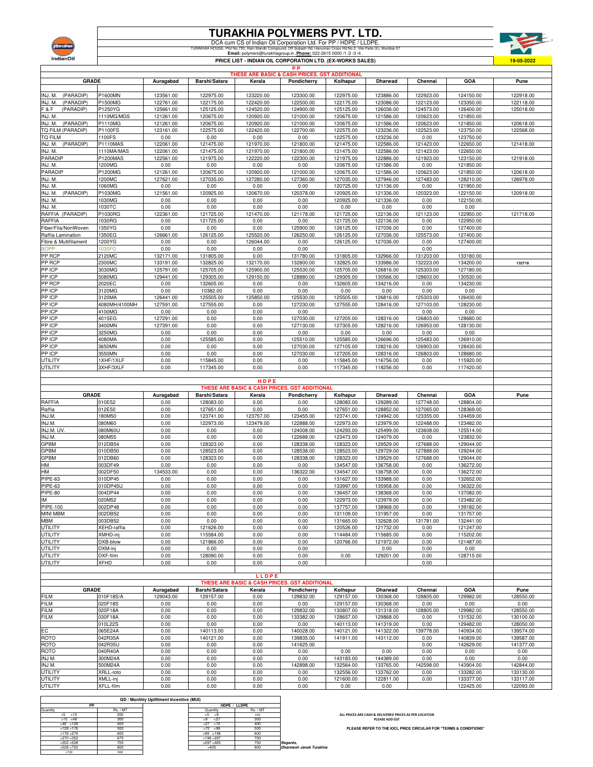# TURAKHIA POLYMERS PVT. LTD.

DCA cum CS of Indian Oil Corporation Ltd. For PP / HDPE / LLDPE.

TURAKHIA HOUSE, Plot No.730, Ram Mandir Compound, Off Subash Rd, Hanuman Cross Rd No.2, Vile Parle (E), Mumbai-57

**Email:** polymers@turakhiagroup.in **.Phone:** 022-2615 0000 /1 /2 /3 /4 .

**PRICE LIST - INDIAN OIL CORPORATION LTD. (EX-WORKS SALES)** **19-05-2022**

## P P

THESE ARE BASIC & CASH PRICES. GST ADDITIONAL

| GRADE | | Auragabad | Barshi/Satara | Kerala | Pondicherry | Kolhapur | Dharwad | Chennai | GOA | Pune |
|---|---|---|---|---|---|---|---|---|---|---|
| INJ. M. (PARADIP) | P1600MN | 123561.00 | 122975.00 | 123220.00 | 123300.00 | 122975.00 | 123886.00 | 122923.00 | 124150.00 | 122918.00 |
| INJ. M. (PARADIP) | P1500MG | 122761.00 | 122175.00 | 122420.00 | 122500.00 | 122175.00 | 123086.00 | 122123.00 | 123350.00 | 122118.00 |
| F & F (PARADIP) | P1250YG | 125661.00 | 125125.00 | 124520.00 | 124900.00 | 125125.00 | 126036.00 | 124573.00 | 126400.00 | 125018.00 |
| INJ. M. | 1110MG/MGS | 121261.00 | 120675.00 | 120920.00 | 121000.00 | 120675.00 | 121586.00 | 120623.00 | 121850.00 | |
| INJ. M. (PARADIP) | P1110MG | 121261.00 | 120675.00 | 120920.00 | 121000.00 | 120675.00 | 121586.00 | 120623.00 | 121850.00 | 120618.00 |
| TQ FILM (PARADIP) | P1100FS | 123161.00 | 122575.00 | 122420.00 | 122700.00 | 122575.00 | 123236.00 | 122523.00 | 123750.00 | 122568.00 |
| TQ FILM | 1100FS | 0.00 | 0.00 | 0.00 | 0.00 | 122575.00 | 123236.00 | 0.00 | 123750.00 | |
| INJ. M. (PARADIP) | P1110MAS | 122061.00 | 121475.00 | 121970.00 | 121800.00 | 121475.00 | 122586.00 | 121423.00 | 122650.00 | 121418.00 |
| INJ. M. | 1110MA/MAS | 122061.00 | 121475.00 | 121970.00 | 121800.00 | 121475.00 | 122586.00 | 121423.00 | 122650.00 | |
| PARADIP | P1200MAS | 122561.00 | 121975.00 | 122220.00 | 122300.00 | 121975.00 | 122886.00 | 121923.00 | 123150.00 | 121918.00 |
| INJ. M. | 1200MG | 0.00 | 0.00 | 0.00 | 0.00 | 120675.00 | 121586.00 | 0.00 | 121850.00 | |
| PARADIP | P1200MG | 121261.00 | 120675.00 | 120920.00 | 121000.00 | 120675.00 | 121586.00 | 120623.00 | 121850.00 | 120618.00 |
| INJ. M. | 1200MC | 127621.00 | 127035.00 | 127280.00 | 127360.00 | 127035.00 | 127946.00 | 127483.00 | 128210.00 | 126978.00 |
| INJ. M. | 1060MG | 0.00 | 0.00 | 0.00 | 0.00 | 120725.00 | 121136.00 | 0.00 | 121950.00 | |
| INJ. M. (PARADIP) | P1030MG | 121561.00 | 120925.00 | 120670.00 | 120378.00 | 120925.00 | 121336.00 | 120323.00 | 122150.00 | 120918.00 |
| INJ. M. | 1030MG | 0.00 | 0.00 | 0.00 | 0.00 | 120925.00 | 121336.00 | 0.00 | 122150.00 | |
| INJ. M. | 1030TC | 0.00 | 0.00 | 0.00 | 0.00 | 0.00 | 0.00 | 0.00 | 0.00 | |
| RAFFIA (PARADIP) | P1030RG | 122361.00 | 121725.00 | 121470.00 | 121178.00 | 121725.00 | 122136.00 | 121123.00 | 122950.00 | 121718.00 |
| RAFFIA | 1030RG | 0.00 | 121725.00 | 0.00 | 0.00 | 121725.00 | 122136.00 | 0.00 | 122950.00 | |
| Fiber/Fila/NonWoven | 1350YG | 0.00 | 0.00 | 0.00 | 125900.00 | 126125.00 | 127036.00 | 0.00 | 127400.00 | |
| Raffia Lamination | 1350EG | 126661.00 | 126125.00 | 125520.00 | 126250.00 | 126125.00 | 127036.00 | 125573.00 | 127400.00 | |
| Fibre & Multifilament | 1200YG | 0.00 | 0.00 | 126044.00 | 0.00 | 126125.00 | 127036.00 | 0.00 | 127400.00 | |
| BOPP | 1030FG | 0.00 | 0.00 | 0.00 | 0.00 | | | 0.00 | | |
| PP RCP | 2120MC | 132171.00 | 131805.00 | 0.00 | 131780.00 | 131805.00 | 132966.00 | 131203.00 | 133180.00 | |
| PP RCP | 2300MC | 133191.00 | 132825.00 | 132170.00 | 132800.00 | 132825.00 | 133986.00 | 132223.00 | 134200.00 | 132718 |
| PP ICP | 3030MG | 125791.00 | 125705.00 | 125900.00 | 125530.00 | 125705.00 | 126816.00 | 125303.00 | 127180.00 | |
| PP ICP | 5080MG | 129441.00 | 129305.00 | 129150.00 | 128880.00 | 129305.00 | 130566.00 | 128603.00 | 130530.00 | |
| PP RCP | 2020EC | 0.00 | 132605.00 | 0.00 | 0.00 | 132605.00 | 134216.00 | 0.00 | 134230.00 | |
| PP ICP | 3120MG | 0.00 | 10382.00 | 0.00 | 0.00 | 0.00 | 0.00 | 0.00 | 0.00 | |
| PP ICP | 3120MA | 126441.00 | 125505.00 | 125850.00 | 125530.00 | 125505.00 | 126816.00 | 125303.00 | 126430.00 | |
| PP ICP | 4080MH/4100MH | 127591.00 | 127555.00 | 0.00 | 127230.00 | 127555.00 | 128416.00 | 127103.00 | 128230.00 | |
| PP ICP | 4100MG | 0.00 | 0.00 | 0.00 | 0.00 | | | 0.00 | 0.00 | |
| PP ICP | 4015EG | 127291.00 | 0.00 | 0.00 | 127030.00 | 127205.00 | 128316.00 | 126803.00 | 128680.00 | |
| PP ICP | 3400MN | 127391.00 | 0.00 | 0.00 | 127130.00 | 127305.00 | 128216.00 | 126953.00 | 128130.00 | |
| PP ICP | 3250MG | 0.00 | 0.00 | 0.00 | 0.00 | 0.00 | 0.00 | 0.00 | 0.00 | |
| PP ICP | 4080MA | 0.00 | 125585.00 | 0.00 | 125510.00 | 125585.00 | 126696.00 | 125483.00 | 126910.00 | |
| PP ICP | 3650MN | 0.00 | 0.00 | 0.00 | 127030.00 | 127105.00 | 128216.00 | 126903.00 | 128430.00 | |
| PP ICP | 3550MN | 0.00 | 0.00 | 0.00 | 127030.00 | 127205.00 | 128316.00 | 126803.00 | 128680.00 | |
| UTILITY | 1XHF/1XLF | 0.00 | 115845.00 | 0.00 | 0.00 | 115845.00 | 116756.00 | 0.00 | 115920.00 | |
| UTILITY | 3XHF/3XLF | 0.00 | 117345.00 | 0.00 | 0.00 | 117345.00 | 118256.00 | 0.00 | 117420.00 | |

## H D P E

THESE ARE BASIC & CASH PRICES. GST ADDITIONAL

| GRADE | | Auragabad | Barshi/Satara | Kerala | Pondicherry | Kolhapur | Dharwad | Chennai | GOA | Pune |
|---|---|---|---|---|---|---|---|---|---|---|
| RAFFIA | 010E52 | 0.00 | 128083.00 | 0.00 | 0.00 | 128083.00 | 129289.00 | 127748.00 | 128804.00 | |
| Raffia | 012E50 | 0.00 | 127651.00 | 0.00 | 0.00 | 127651.00 | 128852.00 | 127065.00 | 128369.00 | |
| INJ.M. | 180M50 | 0.00 | 123741.00 | 123757.00 | 123455.00 | 123741.00 | 124942.00 | 123355.00 | 124459.00 | |
| INJ.M. | 080M60 | 0.00 | 122973.00 | 123479.00 | 122888.00 | 122973.00 | 123979.00 | 122488.00 | 123482.00 | |
| INJ.M. UV. | 080M60U | 0.00 | 0.00 | 0.00 | 124008.00 | 124293.00 | 125499.00 | 123608.00 | 125514.00 | |
| INJ.M. | 080M55 | 0.00 | 0.00 | 0.00 | 122688.00 | 123473.00 | 124079.00 | 0.00 | 123832.00 | |
| GPBM | 012DB54 | 0.00 | 128323.00 | 0.00 | 128338.00 | 128323.00 | 129529.00 | 127688.00 | 129044.00 | |
| GPBM | 010DB50 | 0.00 | 128523.00 | 0.00 | 128538.00 | 128523.00 | 129729.00 | 127888.00 | 129244.00 | |
| GPBM | 012DB60 | 0.00 | 128323.00 | 0.00 | 128338.00 | 128323.00 | 129529.00 | 127688.00 | 129044.00 | |
| HM | 003DF49 | 0.00 | 0.00 | 0.00 | 0.00 | 134547.00 | 136758.00 | 0.00 | 136272.00 | |
| HM | 002DF50 | 134533.00 | 0.00 | 0.00 | 136322.00 | 134547.00 | 136758.00 | 0.00 | 136272.00 | |
| PIPE-63 | 010DP45 | 0.00 | 0.00 | 0.00 | 0.00 | 131627.00 | 133988.00 | 0.00 | 132652.00 | |
| PIPE-63 | 010DP45U | 0.00 | 0.00 | 0.00 | 0.00 | 133997.00 | 135958.00 | 0.00 | 136322.00 | |
| PIPE-80 | 004DP44 | 0.00 | 0.00 | 0.00 | 0.00 | 136457.00 | 138368.00 | 0.00 | 137082.00 | |
| IM | 020M52 | 0.00 | 0.00 | 0.00 | 0.00 | 122973.00 | 123979.00 | 0.00 | 123482.00 | |
| PIPE-100 | 002DP48 | 0.00 | 0.00 | 0.00 | 0.00 | 137757.00 | 138968.00 | 0.00 | 139182.00 | |
| MINI MBM | 002DB52 | 0.00 | 0.00 | 0.00 | 0.00 | 131109.00 | 131957.00 | 0.00 | 131757.00 | |
| MBM | 003DB52 | 0.00 | 0.00 | 0.00 | 0.00 | 131665.00 | 132628.00 | 131781.00 | 132441.00 | |
| UTILITY | XEHD-raffia | 0.00 | 121626.00 | 0.00 | 0.00 | 120526.00 | 121732.00 | 0.00 | 121247.00 | |
| UTILITY | XMHD-inj | 0.00 | 115584.00 | 0.00 | 0.00 | 114484.00 | 115685.00 | 0.00 | 115202.00 | |
| UTILITY | DXB-blow | 0.00 | 121866.00 | 0.00 | 0.00 | 120766.00 | 121972.00 | 0.00 | 121487.00 | |
| UTILITY | DXM-inj | 0.00 | 0.00 | 0.00 | 0.00 | | 0.00 | 0.00 | 0.00 | |
| UTILITY | DXF-film | 0.00 | 128090.00 | 0.00 | 0.00 | 0.00 | 129201.00 | 0.00 | 128715.00 | |
| UTILITY | XFHD | 0.00 | 0.00 | 0.00 | 0.00 | | | 0.00 | | |

## L L D P E

THESE ARE BASIC & CASH PRICES. GST ADDITIONAL

| GRADE | | Auragabad | Barshi/Satara | Kerala | Pondicherry | Kolhapur | Dharwad | Chennai | GOA | Pune |
|---|---|---|---|---|---|---|---|---|---|---|
| FILM | 010F18S/A | 129043.00 | 129157.00 | 0.00 | 129832.00 | 129157.00 | 130368.00 | 128805.00 | 129982.00 | 128550.00 |
| FILM | 020F18S | 0.00 | 0.00 | 0.00 | 0.00 | 129157.00 | 130368.00 | 0.00 | 0.00 | 0.00 |
| FILM | 020F18A | 0.00 | 0.00 | 0.00 | 129832.00 | 130807.00 | 131318.00 | 128805.00 | 129982.00 | 128550.00 |
| FILM | 030F18A | 0.00 | 0.00 | 0.00 | 133382.00 | 128657.00 | 129868.00 | 0.00 | 131532.00 | 130100.00 |
| | 010L22S | 0.00 | 0.00 | 0.00 | 0.00 | 140113.00 | 141319.00 | 0.00 | 129482.00 | 128050.00 |
| EC | 065E24A | 0.00 | 140113.00 | 0.00 | 140028.00 | 140121.00 | 141322.00 | 139778.00 | 140934.00 | 139574.00 |
| ROTO | 042R35A | 0.00 | 140121.00 | 0.00 | 139835.00 | 141911.00 | 143112.00 | 0.00 | 140839.00 | 139587.00 |
| ROTO | 042R35U | 0.00 | 0.00 | 0.00 | 141625.00 | | | 0.00 | 142629.00 | 141377.00 |
| ROTO | 040R40A | 0.00 | 0.00 | 0.00 | 0.00 | 0.00 | 0.00 | 0.00 | 0.00 | 0.00 |
| INJ M. | 300M24A | 0.00 | 0.00 | 0.00 | 0.00 | 143183.00 | 144389.00 | 0.00 | 0.00 | 0.00 |
| INJ M. | 500M24A | 0.00 | 0.00 | 0.00 | 142898.00 | 132564.00 | 133765.00 | 142598.00 | 143904.00 | 142844.00 |
| UTILITY | XRLL-roto | 0.00 | 0.00 | 0.00 | 0.00 | 132556.00 | 133762.00 | 0.00 | 133282.00 | 133130.00 |
| UTILITY | XMLL-inj | 0.00 | 0.00 | 0.00 | 0.00 | 121600.00 | 122811.00 | 0.00 | 133377.00 | 133117.00 |
| UTILITY | XFLL-film | 0.00 | 0.00 | 0.00 | 0.00 | 0.00 | 0.00 | 0.00 | 122425.00 | 122093.00 |

**QD / Monthly Upliftment Incentive (MUI)**

| PP Quantity | PP Rs. / MT | HDPE / LLDPE Quantity | HDPE / LLDPE Rs. / MT |
|---|---|---|---|
| >5 <15 | 200 | >5 <9 | 150 |
| >15 <48 | 300 | >9 <27 | 300 |
| >48 <128 | 400 | >27 <72 | 400 |
| >128 <176 | 500 | >72 <99 | 500 |
| >176 <270 | 600 | >99 <198 | 600 |
| >270 <352 | 675 | >198 <297 | 700 |
| >352 <528 | 700 | >297 <405 | 750 |
| >528 <720 | 800 | >405 | 800 |
| >720 | 900 | | |

ALL PRICES ARE CASH & DELIVERED PRICES AS PER LOCATION

PLEASE ADD GST

PLEASE REFER TO THE IOCL PRICE CIRCULAR FOR "TERMS & CONDITIONS"

*Regards,*

*Dharmesh Janak Turakhia*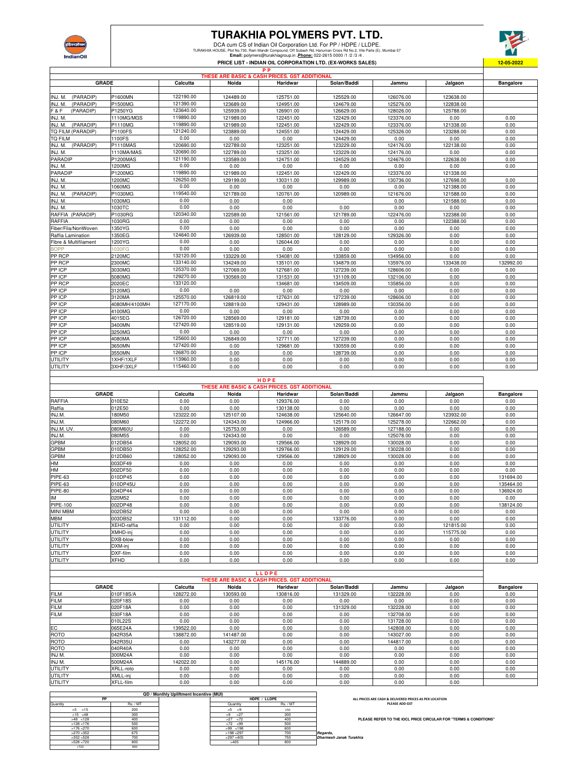# TURAKHIA POLYMERS PVT. LTD.

DCA cum CS of Indian Oil Corporation Ltd. For PP / HDPE / LLDPE.

TURAKHIA HOUSE, Plot No.730, Ram Mandir Compound, Off Subash Rd, Hanuman Cross Rd No.2, Vile Parle (E), Mumbai-57

**Email:** polymers@turakhiagroup.in **Phone:** 022-2615 0000 /1 /2 /3 /4 .

**PRICE LIST - INDIAN OIL CORPORATION LTD. (EX-WORKS SALES)** 12-05-2022

## P P

THESE ARE BASIC & CASH PRICES. GST ADDITIONAL

| GRADE | | Calcutta | Noida | Haridwar | Solan/Baddi | Jammu | Jalgaon | Bangalore |
|---|---|---|---|---|---|---|---|---|
| INJ. M. (PARADIP) | P1600MN | 122190.00 | 124489.00 | 125751.00 | 125529.00 | 126076.00 | 123638.00 | |
| INJ. M. (PARADIP) | P1500MG | 121390.00 | 123689.00 | 124951.00 | 124679.00 | 125276.00 | 122838.00 | |
| F & F (PARADIP) | P1250YG | 123640.00 | 125939.00 | 126901.00 | 126629.00 | 128026.00 | 125788.00 | |
| INJ. M. | 1110MG/MGS | 119890.00 | 121989.00 | 122451.00 | 122429.00 | 123376.00 | 0.00 | 0.00 |
| INJ. M. (PARADIP) | P1110MG | 119890.00 | 121989.00 | 122451.00 | 122429.00 | 123376.00 | 121338.00 | 0.00 |
| TQ FILM (PARADIP) | P1100FS | 121240.00 | 123889.00 | 124551.00 | 124429.00 | 125326.00 | 123288.00 | 0.00 |
| TQ FILM | 1100FS | 0.00 | 0.00 | 0.00 | 124429.00 | 0.00 | 0.00 | 0.00 |
| INJ. M. (PARADIP) | P1110MAS | 120690.00 | 122789.00 | 123251.00 | 123229.00 | 124176.00 | 122138.00 | 0.00 |
| INJ. M. | 1110MA/MAS | 120690.00 | 122789.00 | 123251.00 | 123229.00 | 124176.00 | 0.00 | 0.00 |
| PARADIP | P1200MAS | 121190.00 | 123589.00 | 124751.00 | 124529.00 | 124676.00 | 122638.00 | 0.00 |
| INJ. M. | 1200MG | 0.00 | 0.00 | 0.00 | 0.00 | 0.00 | 0.00 | 0.00 |
| PARADIP | P1200MG | 119890.00 | 121989.00 | 122451.00 | 122429.00 | 123376.00 | 121338.00 | |
| INJ. M. | 1200MC | 126250.00 | 129199.00 | 130311.00 | 129989.00 | 130736.00 | 127698.00 | 0.00 |
| INJ. M. | 1060MG | 0.00 | 0.00 | 0.00 | 0.00 | 0.00 | 121388.00 | 0.00 |
| INJ. M. (PARADIP) | P1030MG | 119540.00 | 121789.00 | 120761.00 | 120989.00 | 121676.00 | 121588.00 | 0.00 |
| INJ. M. | 1030MG | 0.00 | 0.00 | 0.00 | ` | 0.00 | 121588.00 | 0.00 |
| INJ. M. | 1030TC | 0.00 | 0.00 | 0.00 | 0.00 | 0.00 | 0.00 | 0.00 |
| RAFFIA (PARADIP) | P1030RG | 120340.00 | 122589.00 | 121561.00 | 121789.00 | 122476.00 | 122388.00 | 0.00 |
| RAFFIA | 1030RG | 0.00 | 0.00 | 0.00 | 0.00 | 0.00 | 122388.00 | 0.00 |
| Fiber/Fila/NonWoven | 1350YG | 0.00 | 0.00 | 0.00 | 0.00 | 0.00 | 0.00 | 0.00 |
| Raffia Lamination | 1350EG | 124640.00 | 126939.00 | 128501.00 | 128129.00 | 129326.00 | 0.00 | 0.00 |
| Fibre & Multifilament | 1200YG | 0.00 | 0.00 | 126044.00 | 0.00 | 0.00 | 0.00 | 0.00 |
| BOPP | 1030FG | 0.00 | 0.00 | 0.00 | 0.00 | 0.00 | 0.00 | 0.00 |
| PP RCP | 2120MC | 132120.00 | 133229.00 | 134081.00 | 133859.00 | 134956.00 | 0.00 | 0.00 |
| PP RCP | 2300MC | 133140.00 | 134249.00 | 135101.00 | 134879.00 | 135976.00 | 133438.00 | 132992.00 |
| PP ICP | 3030MG | 125370.00 | 127069.00 | 127681.00 | 127239.00 | 128606.00 | 0.00 | 0.00 |
| PP ICP | 5080MG | 129270.00 | 130569.00 | 131531.00 | 131109.00 | 132106.00 | 0.00 | 0.00 |
| PP RCP | 2020EC | 133120.00 | | 134681.00 | 134509.00 | 135856.00 | 0.00 | 0.00 |
| PP ICP | 3120MG | 0.00 | 0.00 | 0.00 | 0.00 | 0.00 | 0.00 | 0.00 |
| PP ICP | 3120MA | 125570.00 | 126819.00 | 127631.00 | 127239.00 | 128606.00 | 0.00 | 0.00 |
| PP ICP | 4080MH/4100MH | 127170.00 | 128819.00 | 129431.00 | 128989.00 | 130356.00 | 0.00 | 0.00 |
| PP ICP | 4100MG | 0.00 | 0.00 | 0.00 | 0.00 | 0.00 | 0.00 | 0.00 |
| PP ICP | 4015EG | 126720.00 | 128569.00 | 129181.00 | 128739.00 | 0.00 | 0.00 | 0.00 |
| PP ICP | 3400MN | 127420.00 | 128519.00 | 129131.00 | 129259.00 | 0.00 | 0.00 | 0.00 |
| PP ICP | 3250MG | 0.00 | 0.00 | 0.00 | 0.00 | 0.00 | 0.00 | 0.00 |
| PP ICP | 4080MA | 125600.00 | 126849.00 | 127711.00 | 127239.00 | 0.00 | 0.00 | 0.00 |
| PP ICP | 3650MN | 127420.00 | 0.00 | 129681.00 | 130559.00 | 0.00 | 0.00 | 0.00 |
| PP ICP | 3550MN | 126870.00 | 0.00 | 0.00 | 128739.00 | 0.00 | 0.00 | 0.00 |
| UTILITY | 1XHF/1XLF | 113960.00 | 0.00 | 0.00 | 0.00 | 0.00 | 0.00 | 0.00 |
| UTILITY | 3XHF/3XLF | 115460.00 | 0.00 | 0.00 | 0.00 | 0.00 | 0.00 | 0.00 |

## H D P E

THESE ARE BASIC & CASH PRICES. GST ADDITIONAL

| GRADE | | Calcutta | Noida | Haridwar | Solan/Baddi | Jammu | Jalgaon | Bangalore |
|---|---|---|---|---|---|---|---|---|
| RAFFIA | 010E52 | 0.00 | 0.00 | 129376.00 | 0.00 | 0.00 | 0.00 | 0.00 |
| Raffia | 012E50 | 0.00 | 0.00 | 130138.00 | 0.00 | 0.00 | 0.00 | 0.00 |
| INJ.M. | 180M50 | 123222.00 | 125107.00 | 124638.00 | 125640.00 | 126647.00 | 123932.00 | 0.00 |
| INJ.M. | 080M60 | 122272.00 | 124343.00 | 124966.00 | 125179.00 | 125278.00 | 122662.00 | 0.00 |
| INJ.M. UV. | 080M60U | 0.00 | 125753.00 | 0.00 | 126589.00 | 127188.00 | 0.00 | 0.00 |
| INJ.M. | 080M55 | 0.00 | 124343.00 | 0.00 | 0.00 | 125078.00 | 0.00 | 0.00 |
| GPBM | 012DB54 | 128052.00 | 129093.00 | 129566.00 | 128929.00 | 130028.00 | 0.00 | 0.00 |
| GPBM | 010DB50 | 128252.00 | 129293.00 | 129766.00 | 129129.00 | 130228.00 | 0.00 | 0.00 |
| GPBM | 012DB60 | 128052.00 | 129093.00 | 129566.00 | 128929.00 | 130028.00 | 0.00 | 0.00 |
| HM | 003DF49 | 0.00 | 0.00 | 0.00 | 0.00 | 0.00 | 0.00 | 0.00 |
| HM | 002DF50 | 0.00 | 0.00 | 0.00 | 0.00 | 0.00 | 0.00 | 0.00 |
| PIPE-63 | 010DP45 | 0.00 | 0.00 | 0.00 | 0.00 | 0.00 | 0.00 | 131694.00 |
| PIPE-63 | 010DP45U | 0.00 | 0.00 | 0.00 | 0.00 | 0.00 | 0.00 | 135464.00 |
| PIPE-80 | 004DP44 | 0.00 | 0.00 | 0.00 | 0.00 | 0.00 | 0.00 | 136924.00 |
| IM | 020M52 | 0.00 | 0.00 | 0.00 | 0.00 | 0.00 | 0.00 | 0.00 |
| PIPE-100 | 002DP48 | 0.00 | 0.00 | 0.00 | 0.00 | 0.00 | 0.00 | 138124.00 |
| MINI MBM | 002DB52 | 0.00 | 0.00 | 0.00 | 0.00 | 0.00 | 0.00 | 0.00 |
| MBM | 003DB52 | 131112.00 | 0.00 | 0.00 | 133776.00 | 0.00 | 0.00 | 0.00 |
| UTILITY | XEHD-raffia | 0.00 | 0.00 | 0.00 | 0.00 | 0.00 | 121815.00 | 0.00 |
| UTILITY | XMHD-inj | 0.00 | 0.00 | 0.00 | 0.00 | 0.00 | 115775.00 | 0.00 |
| UTILITY | DXB-blow | 0.00 | 0.00 | 0.00 | 0.00 | 0.00 | 0.00 | 0.00 |
| UTILITY | DXM-inj | 0.00 | 0.00 | 0.00 | 0.00 | 0.00 | 0.00 | 0.00 |
| UTILITY | DXF-film | 0.00 | 0.00 | 0.00 | 0.00 | 0.00 | 0.00 | 0.00 |
| UTILITY | XFHD | 0.00 | 0.00 | 0.00 | 0.00 | 0.00 | 0.00 | 0.00 |

## L L D P E

THESE ARE BASIC & CASH PRICES. GST ADDITIONAL

| GRADE | | Calcutta | Noida | Haridwar | Solan/Baddi | Jammu | Jalgaon | Bangalore |
|---|---|---|---|---|---|---|---|---|
| FILM | 010F18S/A | 128272.00 | 130593.00 | 130816.00 | 131329.00 | 132228.00 | 0.00 | 0.00 |
| FILM | 020F18S | 0.00 | 0.00 | 0.00 | 0.00 | 0.00 | 0.00 | 0.00 |
| FILM | 020F18A | 0.00 | 0.00 | 0.00 | 131329.00 | 132228.00 | 0.00 | 0.00 |
| FILM | 030F18A | 0.00 | 0.00 | 0.00 | 0.00 | 132708.00 | 0.00 | 0.00 |
| | 010L22S | 0.00 | 0.00 | 0.00 | 0.00 | 131728.00 | 0.00 | 0.00 |
| EC | 065E24A | 139522.00 | 0.00 | 0.00 | 0.00 | 142808.00 | 0.00 | 0.00 |
| ROTO | 042R35A | 138872.00 | 141487.00 | 0.00 | 0.00 | 143027.00 | 0.00 | 0.00 |
| ROTO | 042R35U | 0.00 | 143277.00 | 0.00 | 0.00 | 144817.00 | 0.00 | 0.00 |
| ROTO | 040R40A | 0.00 | 0.00 | 0.00 | 0.00 | 0.00 | 0.00 | 0.00 |
| INJ M. | 300M24A | 0.00 | 0.00 | 0.00 | 0.00 | 0.00 | 0.00 | 0.00 |
| INJ M. | 500M24A | 142022.00 | 0.00 | 145176.00 | 144889.00 | 0.00 | 0.00 | 0.00 |
| UTILITY | XRLL-roto | 0.00 | 0.00 | 0.00 | 0.00 | 0.00 | 0.00 | 0.00 |
| UTILITY | XMLL-inj | 0.00 | 0.00 | 0.00 | 0.00 | 0.00 | 0.00 | 0.00 |
| UTILITY | XFLL-film | 0.00 | 0.00 | 0.00 | 0.00 | 0.00 | 0.00 | |

**QD / Monthly Upliftment Incentive (MUI)**

| PP | | | HDPE / LLDPE | |
|---|---|---|---|---|
| Quantity | Rs. / MT | | Quantity | Rs. / MT |
| >5 <15 | 200 | | >5 <9 | 150 |
| >15 <48 | 300 | | >9 <27 | 300 |
| >48 <128 | 400 | | >27 <72 | 400 |
| >128 <176 | 500 | | >72 <99 | 500 |
| >176 <270 | 600 | | >99 <198 | 600 |
| >270 <352 | 675 | | >198 <297 | 700 |
| >352 <528 | 700 | | >297 <405 | 750 |
| >528 <720 | 800 | | >405 | 800 |
| >720 | 900 | | | |

ALL PRICES ARE CASH & DELIVERED PRICES AS PER LOCATION
PLEASE ADD GST

PLEASE REFER TO THE IOCL PRICE CIRCULAR FOR "TERMS & CONDITIONS"

*Regards,*
*Dharmesh Janak Turakhia*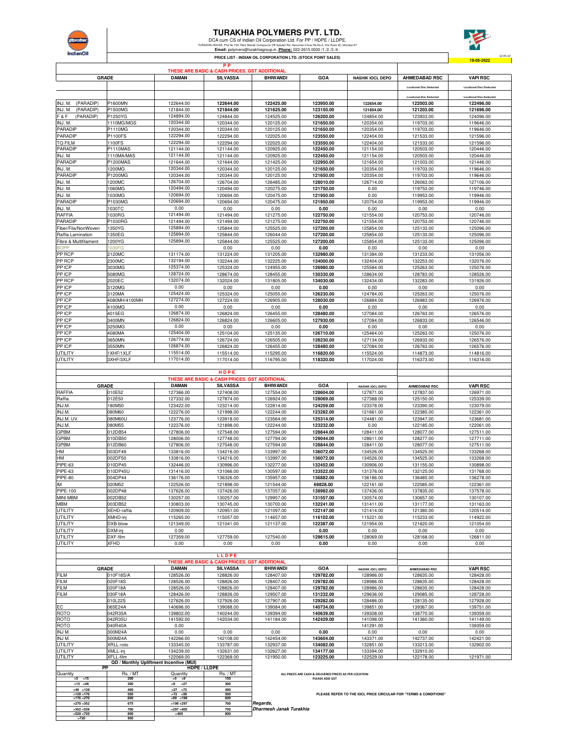# TURAKHIA POLYMERS PVT. LTD.

DCA cum CS of Indian Oil Corporation Ltd. For PP / HDPE / LLDPE.

TURAKHIA HOUSE, Plot No.730, Ram Mandir Compound, Off Subash Rd, Hanuman Cross Rd No.2, Vile Parle (E), Mumbai-57

**Email:** polymers@turakhiagroup.in **Phone:** 022-2615 0000 /1 /2 /3 /4 .

**PRICE LIST - INDIAN OIL CORPORATION LTD. (STOCK POINT SALES)**

12-05-22

**19-05-2022**

## P P

**THESE ARE BASIC & CASH PRICES. GST ADDITIONAL**

| GRADE | | DAMAN | SILVASSA | BHIWANDI | GOA | NASHIK IOCL DEPO | AHMEDABAD RSC | VAPI RSC |
|---|---|---|---|---|---|---|---|---|
| | | | | | | | Locational Disc Deducted | Locational Disc Deducted |
| | | | | | | | Locational Disc Deducted | Locational Disc Deducted |
| INJ. M. (PARADIP) | P1600MN | 122644.00 | 122644.00 | 122425.00 | 123950.00 | 122654.00 | 122003.00 | 122496.00 |
| INJ. M. (PARADIP) | P1500MG | 121844.00 | 121844.00 | 121625.00 | 123150.00 | 121854.00 | 121203.00 | 121696.00 |
| F & F (PARADIP) | P1250YG | 124894.00 | 124844.00 | 124525.00 | 126200.00 | 124854.00 | 123933.00 | 124096.00 |
| INJ. M. | 1110MG/MGS | 120344.00 | 120344.00 | 120125.00 | 121650.00 | 120354.00 | 119703.00 | 119646.00 |
| PARADIP | P1110MG | 120344.00 | 120344.00 | 120125.00 | 121650.00 | 120354.00 | 119703.00 | 119646.00 |
| PARADIP | P1100FS | 122294.00 | 122294.00 | 122025.00 | 123550.00 | 122404.00 | 121533.00 | 121596.00 |
| TQ FILM | 1100FS | 122294.00 | 122294.00 | 122025.00 | 123550.00 | 122404.00 | 121533.00 | 121596.00 |
| PARADIP | P1110MAS | 121144.00 | 121144.00 | 120925.00 | 122450.00 | 121154.00 | 120503.00 | 120446.00 |
| INJ. M. | 1110MA/MAS | 121144.00 | 121144.00 | 120925.00 | 122450.00 | 121154.00 | 120503.00 | 120446.00 |
| PARADIP | P1200MAS | 121644.00 | 121644.00 | 121425.00 | 122950.00 | 121654.00 | 121003.00 | 121446.00 |
| INJ. M. | 1200MG | 120344.00 | 120344.00 | 120125.00 | 121650.00 | 120354.00 | 119703.00 | 119646.00 |
| PARADIP | P1200MG | 120344.00 | 120344.00 | 120125.00 | 121650.00 | 120354.00 | 119703.00 | 119646.00 |
| INJ. M. | 1200MC | 126704.00 | 126704.00 | 126485.00 | 128010.00 | 126714.00 | 126063.00 | 127106.00 |
| INJ. M. | 1060MG | 120494.00 | 120494.00 | 120275.00 | 121750.00 | 0.00 | 119753.00 | 119746.00 |
| INJ. M. | 1030MG | 120694.00 | 120694.00 | 120475.00 | 121950.00 | 0.00 | 119953.00 | 119946.00 |
| PARADIP | P1030MG | 120694.00 | 120694.00 | 120475.00 | 121950.00 | 120754.00 | 119953.00 | 119946.00 |
| INJ. M. | 1030TC | 0.00 | 0.00 | 0.00 | 0.00 | 0.00 | 0.00 | 0.00 |
| RAFFIA | 1030RG | 121494.00 | 121494.00 | 121275.00 | 122750.00 | 121554.00 | 120753.00 | 120746.00 |
| PARADIP | P1030RG | 121494.00 | 121494.00 | 121275.00 | 122750.00 | 121554.00 | 120753.00 | 120746.00 |
| Fiber/Fila/NonWoven | 1350YG | 125894.00 | 125844.00 | 125525.00 | 127200.00 | 125854.00 | 125133.00 | 125096.00 |
| Raffia Lamination | 1350EG | 125894.00 | 125844.00 | 126044.00 | 127200.00 | 125854.00 | 125133.00 | 125096.00 |
| Fibre & Multifilament | 1200YG | 125894.00 | 125844.00 | 125525.00 | 127200.00 | 125854.00 | 125133.00 | 125096.00 |
| BOPP | 1030FG | | 0.00 | 0.00 | 0.00 | 0.00 | 0.00 | 0.00 |
| PP RCP | 2120MC | 131174.00 | 131224.00 | 131205.00 | 132980.00 | 131384.00 | 131233.00 | 131056.00 |
| PP RCP | 2300MC | 132194.00 | 132244.00 | 132225.00 | 134000.00 | 132404.00 | 132253.00 | 132076.00 |
| PP ICP | 3030MG | 125374.00 | 125324.00 | 124955.00 | 126980.00 | 125584.00 | 125263.00 | 125076.00 |
| PP ICP | 5080MG | 128724.00 | 128674.00 | 128455.00 | 130330.00 | 128634.00 | 128783.00 | 128526.00 |
| PP RCP | 2020EC | 132074.00 | 132024.00 | 131805.00 | 134030.00 | 132434.00 | 132283.00 | 131926.00 |
| PP ICP | 3120MG | 0.00 | 0.00 | 0.00 | 0.00 | 0.00 | 0.00 | 0.00 |
| PP ICP | 3120MA | 125424.00 | 125324.00 | 125055.00 | 126230.00 | 124784.00 | 125263.00 | 125076.00 |
| PP ICP | 4080MH/4100MH | 127274.00 | 127224.00 | 126905.00 | 128030.00 | 126884.00 | 126983.00 | 126976.00 |
| PP ICP | 4100MG | 0.00 | 0.00 | 0.00 | 0.00 | 0.00 | 0.00 | 0.00 |
| PP ICP | 4015EG | 126874.00 | 126824.00 | 126455.00 | 128480.00 | 127084.00 | 126763.00 | 126576.00 |
| PP ICP | 3400MN | 126824.00 | 126824.00 | 126605.00 | 127930.00 | 127084.00 | 126833.00 | 126546.00 |
| PP ICP | 3250MG | 0.00 | 0.00 | 0.00 | 0.00 | 0.00 | 0.00 | 0.00 |
| PP ICP | 4080MA | 125404.00 | 125104.00 | 125135.00 | 126710.00 | 125464.00 | 125263.00 | 125076.00 |
| PP ICP | 3650MN | 126774.00 | 126724.00 | 126505.00 | 128230.00 | 127134.00 | 126933.00 | 126576.00 |
| PP ICP | 3550MN | 126874.00 | 126824.00 | 126455.00 | 128480.00 | 127084.00 | 126763.00 | 126576.00 |
| UTILITY | 1XHF/1XLF | 115514.00 | 115514.00 | 115295.00 | 116820.00 | 115524.00 | 114873.00 | 114816.00 |
| UTILITY | 3XHF/3XLF | 117014.00 | 117014.00 | 116795.00 | 118320.00 | 117024.00 | 116373.00 | 116316.00 |

## H D P E

**THESE ARE BASIC & CASH PRICES. GST ADDITIONAL**

| GRADE | | DAMAN | SILVASSA | BHIWANDI | GOA | NASHIK IOCL DEPO | AHMEDABAD RSC | VAPI RSC |
|---|---|---|---|---|---|---|---|---|
| RAFFIA | 010E52 | 127366.00 | 127408.00 | 127554.00 | 128604.00 | 127871.00 | 127837.00 | 126971.00 |
| Raffia | 012E50 | 127332.00 | 127874.00 | 126924.00 | 128069.00 | 127388.00 | 125150.00 | 125339.00 |
| INJ.M. | 180M50 | 123422.00 | 123214.00 | 122814.00 | 124259.00 | 123378.00 | 123390.00 | 123079.00 |
| INJ.M. | 080M60 | 122276.00 | 121998.00 | 122244.00 | 123282.00 | 121661.00 | 122385.00 | 122361.00 |
| INJ.M. UV. | 080M60U | 123776.00 | 123918.00 | 123564.00 | 125314.00 | 124481.00 | 123947.00 | 123681.00 |
| INJ.M. | 080M55 | 122376.00 | 121898.00 | 122244.00 | 123232.00 | 0.00 | 122185.00 | 122061.00 |
| GPBM | 012DB54 | 127806.00 | 127548.00 | 127594.00 | 128844.00 | 128411.00 | 128077.00 | 127511.00 |
| GPBM | 010DB50 | 128006.00 | 127748.00 | 127794.00 | 129044.00 | 128611.00 | 128277.00 | 127711.00 |
| GPBM | 012DB60 | 127806.00 | 127548.00 | 127594.00 | 128844.00 | 128411.00 | 128077.00 | 127511.00 |
| HM | 003DF49 | 133816.00 | 134216.00 | 133997.00 | 136072.00 | 134526.00 | 134525.00 | 133268.00 |
| HM | 002DF50 | 133816.00 | 134216.00 | 133997.00 | 136072.00 | 134526.00 | 134525.00 | 133268.00 |
| PIPE-63 | 010DP45 | 132446.00 | 130996.00 | 132277.00 | 132452.00 | 130906.00 | 131155.00 | 130898.00 |
| PIPE-63 | 010DP45U | 131416.00 | 131066.00 | 130597.00 | 133522.00 | 131376.00 | 132125.00 | 131768.00 |
| PIPE-80 | 004DP44 | 136176.00 | 136326.00 | 135957.00 | 136882.00 | 136186.00 | 136485.00 | 136278.00 |
| IM | 020M52 | 122526.00 | 121898.00 | 121544.00 | 69828.00 | 122161.00 | 122085.00 | 122361.00 |
| PIPE-100 | 002DP48 | 137626.00 | 137426.00 | 137057.00 | 138982.00 | 137436.00 | 137835.00 | 137578.00 |
| MINI MBM | 002DB52 | 130257.00 | 130257.00 | 129957.00 | 131557.00 | 130574.00 | 130657.00 | 130107.00 |
| MBM | 003DB52 | 130803.00 | 130745.00 | 130700.00 | 132241.00 | 131411.00 | 131177.00 | 131163.00 |
| UTILITY | XEHD-raffia | 120909.00 | 120951.00 | 121097.00 | 122147.00 | 121414.00 | 121380.00 | 120514.00 |
| UTILITY | XMHD-inj | 115265.00 | 115057.00 | 114657.00 | 116102.00 | 115221.00 | 115233.00 | 114922.00 |
| UTILITY | DXB-blow | 121349.00 | 121041.00 | 121137.00 | 122387.00 | 121954.00 | 121620.00 | 121054.00 |
| UTILITY | DXM-inj | 0.00 | | | 0.00 | 0.00 | 0.00 | 0.00 |
| UTILITY | DXF-film | 127359.00 | 127759.00 | 127540.00 | 129615.00 | 128069.00 | 128168.00 | 126811.00 |
| UTILITY | XFHD | 0.00 | 0.00 | 0.00 | 0.00 | 0.00 | 0.00 | 0.00 |

## L L D P E

**THESE ARE BASIC & CASH PRICES. GST ADDITIONAL**

| GRADE | | DAMAN | SILVASSA | BHIWANDI | GOA | NASHIK IOCL DEPO | AHMEDABAD RSC | VAPI RSC |
|---|---|---|---|---|---|---|---|---|
| FILM | 010F18S/A | 128526.00 | 128826.00 | 128407.00 | 129782.00 | 128986.00 | 128635.00 | 128428.00 |
| FILM | 020F18S | 128526.00 | 128826.00 | 128407.00 | 129782.00 | 128986.00 | 128635.00 | 128428.00 |
| FILM | 020F18A | 128526.00 | 128826.00 | 128407.00 | 129782.00 | 128986.00 | 128635.00 | 128428.00 |
| FILM | 030F18A | 128426.00 | 128826.00 | 129507.00 | 131232.00 | 129636.00 | 129085.00 | 128728.00 |
| | 010L22S | 127626.00 | 127926.00 | 127907.00 | 129282.00 | 128486.00 | 128135.00 | 127928.00 |
| EC | 065E24A | 140696.00 | 139088.00 | 139084.00 | 140734.00 | 139851.00 | 139367.00 | 139751.00 |
| ROTO | 042R35A | 139802.00 | 140244.00 | 139394.00 | 140639.00 | 139308.00 | 138770.00 | 139359.00 |
| ROTO | 042R35U | 141592.00 | 142034.00 | 141184.00 | 142429.00 | 141098.00 | 141360.00 | 141149.00 |
| ROTO | 040R40A | 0.00 | | | | 141291.00 | | 139359.00 |
| INJ M. | 300M24A | 0.00 | 0.00 | 0.00 | 0.00 | 0.00 | 0.00 | 0.00 |
| INJ M. | 500M24A | 142266.00 | 142108.00 | 142454.00 | 143604.00 | 143371.00 | 142737.00 | 142421.00 |
| UTILITY | XRLL-roto | 133345.00 | 133787.00 | 132937.00 | 134082.00 | 132851.00 | 133213.00 | 132902.00 |
| UTILITY | XMLL-inj | 134239.00 | 132631.00 | 132627.00 | 134177.00 | 133394.00 | 132910.00 | |
| UTILITY | XFLL-film | 122069.00 | 122369.00 | 121950.00 | 123225.00 | 122529.00 | 122178.00 | 121971.00 |

**QD / Monthly Upliftment Incentive (MUI)**

| PP | | HDPE / LLDPE | |
|---|---|---|---|
| Quantity | Rs. / MT | Quantity | Rs. / MT |
| >5 <15 | 200 | >5 <9 | 150 |
| >15 <48 | 300 | >9 <27 | 300 |
| >48 <128 | 400 | >27 <72 | 400 |
| >128 <176 | 500 | >72 <99 | 500 |
| >176 <270 | 600 | >99 <198 | 600 |
| >270 <352 | 675 | >198 <297 | 700 |
| >352 <528 | 700 | >297 <405 | 750 |
| >528 <720 | 800 | >405 | 800 |
| >720 | 900 | | |

ALL PRICES ARE CASH & DELIVERED PRICES AS PER LOCATION

PLEASE ADD GST

PLEASE REFER TO THE IOCL PRICE CIRCULAR FOR "TERMS & CONDITIONS"

*Regards,*

*Dharmesh Janak Turakhia*